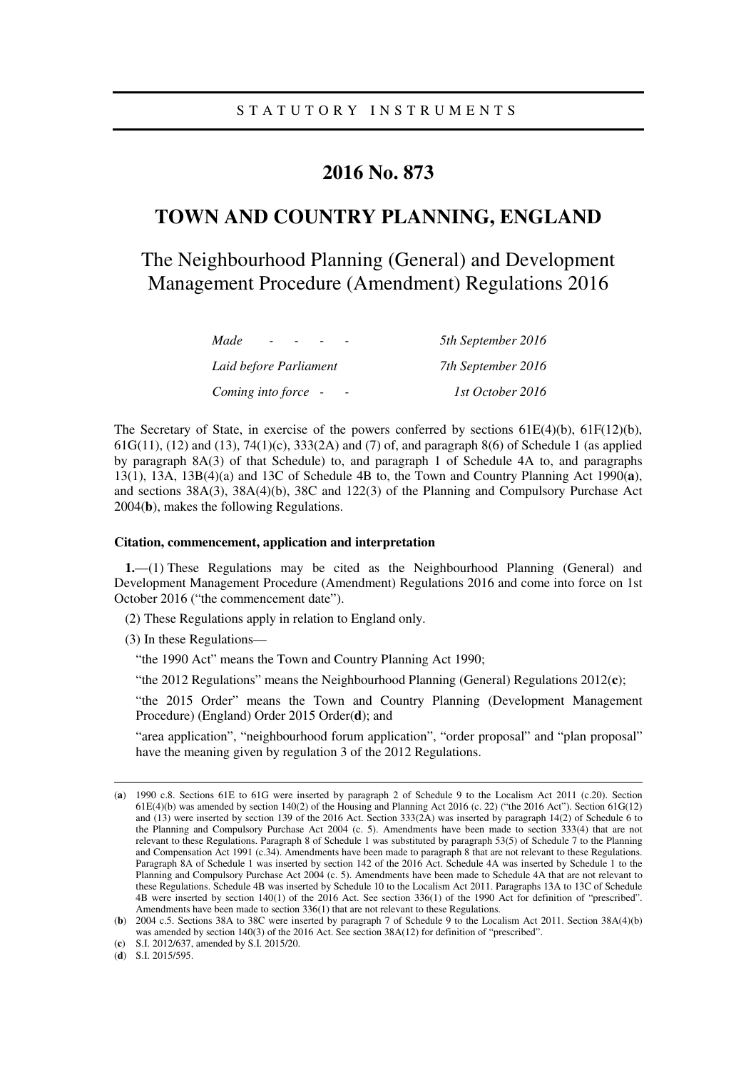STATUTORY INSTRUMENTS

# 2016 No. 873

## TOWN AND COUNTRY PLANNING, ENGLAND

### The Neighbourhood Planning (General) and Development Management Procedure (Amendment) Regulations 2016

| | |
|---|---|
| *Made - - - -* | *5th September 2016* |
| *Laid before Parliament* | *7th September 2016* |
| *Coming into force - -* | *1st October 2016* |

The Secretary of State, in exercise of the powers conferred by sections 61E(4)(b), 61F(12)(b), 61G(11), (12) and (13), 74(1)(c), 333(2A) and (7) of, and paragraph 8(6) of Schedule 1 (as applied by paragraph 8A(3) of that Schedule) to, and paragraph 1 of Schedule 4A to, and paragraphs 13(1), 13A, 13B(4)(a) and 13C of Schedule 4B to, the Town and Country Planning Act 1990(**a**), and sections 38A(3), 38A(4)(b), 38C and 122(3) of the Planning and Compulsory Purchase Act 2004(**b**), makes the following Regulations.

**Citation, commencement, application and interpretation**

**1.**—(1) These Regulations may be cited as the Neighbourhood Planning (General) and Development Management Procedure (Amendment) Regulations 2016 and come into force on 1st October 2016 ("the commencement date").

(2) These Regulations apply in relation to England only.

(3) In these Regulations—

"the 1990 Act" means the Town and Country Planning Act 1990;

"the 2012 Regulations" means the Neighbourhood Planning (General) Regulations 2012(**c**);

"the 2015 Order" means the Town and Country Planning (Development Management Procedure) (England) Order 2015 Order(**d**); and

"area application", "neighbourhood forum application", "order proposal" and "plan proposal" have the meaning given by regulation 3 of the 2012 Regulations.

---

(**a**) 1990 c.8. Sections 61E to 61G were inserted by paragraph 2 of Schedule 9 to the Localism Act 2011 (c.20). Section 61E(4)(b) was amended by section 140(2) of the Housing and Planning Act 2016 (c. 22) ("the 2016 Act"). Section 61G(12) and (13) were inserted by section 139 of the 2016 Act. Section 333(2A) was inserted by paragraph 14(2) of Schedule 6 to the Planning and Compulsory Purchase Act 2004 (c. 5). Amendments have been made to section 333(4) that are not relevant to these Regulations. Paragraph 8 of Schedule 1 was substituted by paragraph 53(5) of Schedule 7 to the Planning and Compensation Act 1991 (c.34). Amendments have been made to paragraph 8 that are not relevant to these Regulations. Paragraph 8A of Schedule 1 was inserted by section 142 of the 2016 Act. Schedule 4A was inserted by Schedule 1 to the Planning and Compulsory Purchase Act 2004 (c. 5). Amendments have been made to Schedule 4A that are not relevant to these Regulations. Schedule 4B was inserted by Schedule 10 to the Localism Act 2011. Paragraphs 13A to 13C of Schedule 4B were inserted by section 140(1) of the 2016 Act. See section 336(1) of the 1990 Act for definition of "prescribed". Amendments have been made to section 336(1) that are not relevant to these Regulations.

(**b**) 2004 c.5. Sections 38A to 38C were inserted by paragraph 7 of Schedule 9 to the Localism Act 2011. Section 38A(4)(b) was amended by section 140(3) of the 2016 Act. See section 38A(12) for definition of "prescribed".

(**c**) S.I. 2012/637, amended by S.I. 2015/20.

(**d**) S.I. 2015/595.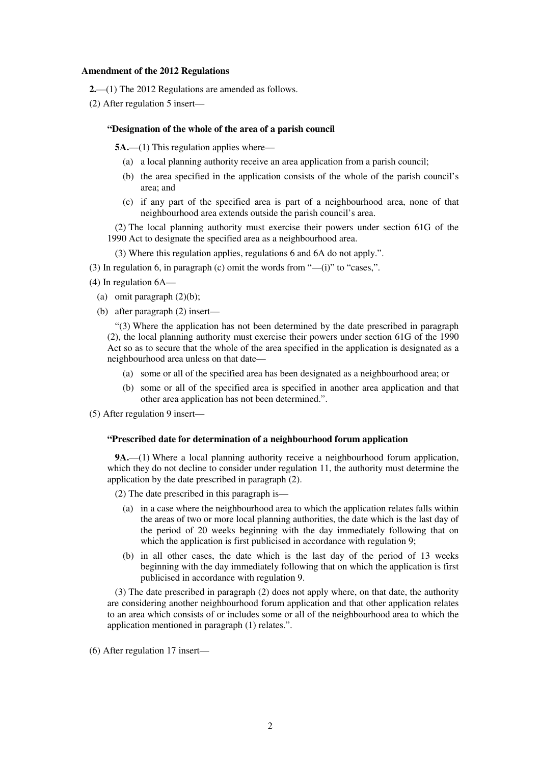**Amendment of the 2012 Regulations**

**2.**—(1) The 2012 Regulations are amended as follows.

(2) After regulation 5 insert—

> **"Designation of the whole of the area of a parish council**
>
> **5A.**—(1) This regulation applies where—
>
> (a) a local planning authority receive an area application from a parish council;
>
> (b) the area specified in the application consists of the whole of the parish council's area; and
>
> (c) if any part of the specified area is part of a neighbourhood area, none of that neighbourhood area extends outside the parish council's area.
>
> (2) The local planning authority must exercise their powers under section 61G of the 1990 Act to designate the specified area as a neighbourhood area.
>
> (3) Where this regulation applies, regulations 6 and 6A do not apply.".

(3) In regulation 6, in paragraph (c) omit the words from "—(i)" to "cases,".

(4) In regulation 6A—

(a) omit paragraph (2)(b);

(b) after paragraph (2) insert—

> "(3) Where the application has not been determined by the date prescribed in paragraph (2), the local planning authority must exercise their powers under section 61G of the 1990 Act so as to secure that the whole of the area specified in the application is designated as a neighbourhood area unless on that date—
>
> (a) some or all of the specified area has been designated as a neighbourhood area; or
>
> (b) some or all of the specified area is specified in another area application and that other area application has not been determined.".

(5) After regulation 9 insert—

> **"Prescribed date for determination of a neighbourhood forum application**
>
> **9A.**—(1) Where a local planning authority receive a neighbourhood forum application, which they do not decline to consider under regulation 11, the authority must determine the application by the date prescribed in paragraph (2).
>
> (2) The date prescribed in this paragraph is—
>
> (a) in a case where the neighbourhood area to which the application relates falls within the areas of two or more local planning authorities, the date which is the last day of the period of 20 weeks beginning with the day immediately following that on which the application is first publicised in accordance with regulation 9;
>
> (b) in all other cases, the date which is the last day of the period of 13 weeks beginning with the day immediately following that on which the application is first publicised in accordance with regulation 9.
>
> (3) The date prescribed in paragraph (2) does not apply where, on that date, the authority are considering another neighbourhood forum application and that other application relates to an area which consists of or includes some or all of the neighbourhood area to which the application mentioned in paragraph (1) relates.".

(6) After regulation 17 insert—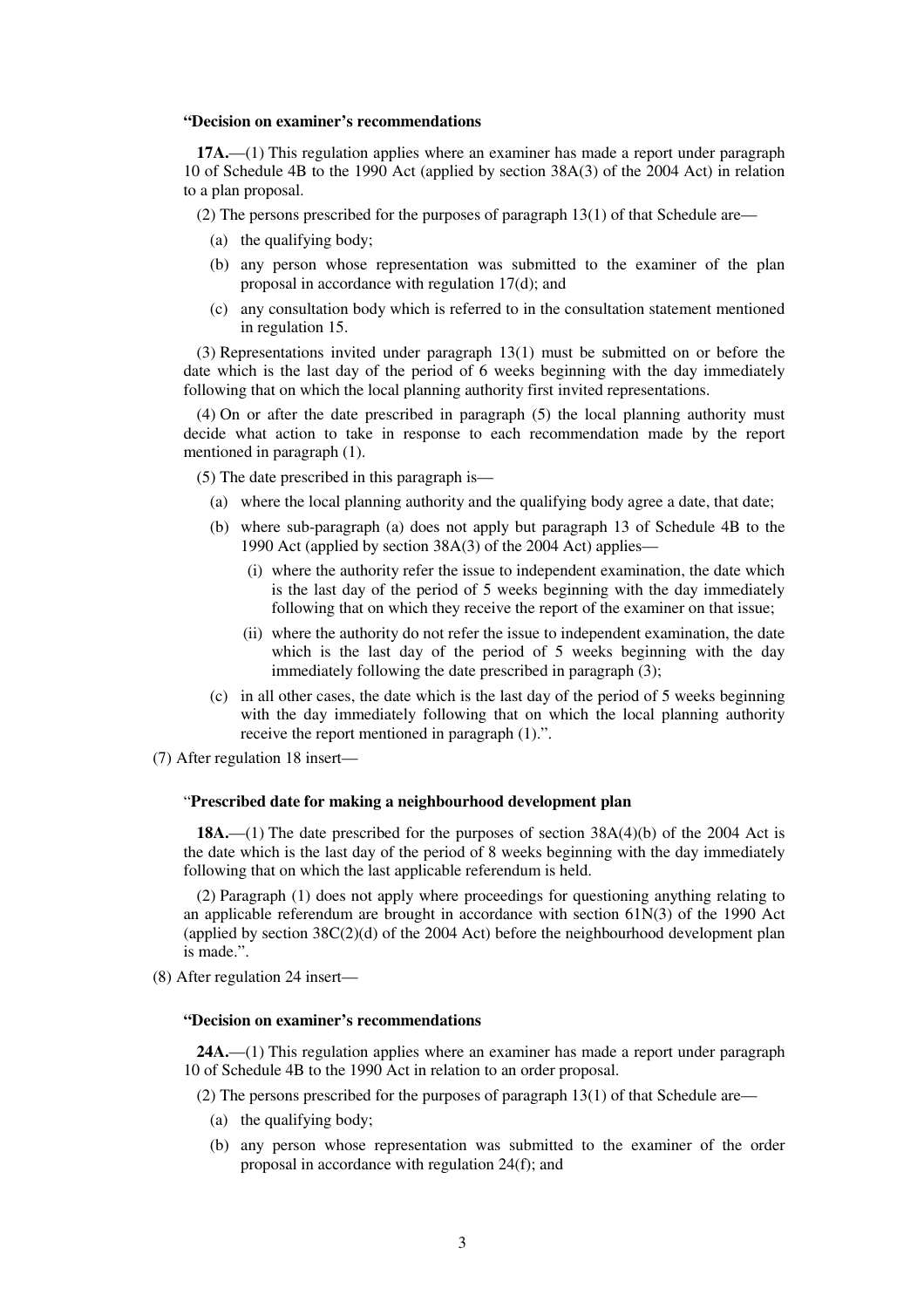**"Decision on examiner's recommendations**

**17A.**—(1) This regulation applies where an examiner has made a report under paragraph 10 of Schedule 4B to the 1990 Act (applied by section 38A(3) of the 2004 Act) in relation to a plan proposal.

(2) The persons prescribed for the purposes of paragraph 13(1) of that Schedule are—

- (a) the qualifying body;
- (b) any person whose representation was submitted to the examiner of the plan proposal in accordance with regulation 17(d); and
- (c) any consultation body which is referred to in the consultation statement mentioned in regulation 15.

(3) Representations invited under paragraph 13(1) must be submitted on or before the date which is the last day of the period of 6 weeks beginning with the day immediately following that on which the local planning authority first invited representations.

(4) On or after the date prescribed in paragraph (5) the local planning authority must decide what action to take in response to each recommendation made by the report mentioned in paragraph (1).

(5) The date prescribed in this paragraph is—

- (a) where the local planning authority and the qualifying body agree a date, that date;
- (b) where sub-paragraph (a) does not apply but paragraph 13 of Schedule 4B to the 1990 Act (applied by section 38A(3) of the 2004 Act) applies—
  - (i) where the authority refer the issue to independent examination, the date which is the last day of the period of 5 weeks beginning with the day immediately following that on which they receive the report of the examiner on that issue;
  - (ii) where the authority do not refer the issue to independent examination, the date which is the last day of the period of 5 weeks beginning with the day immediately following the date prescribed in paragraph (3);
- (c) in all other cases, the date which is the last day of the period of 5 weeks beginning with the day immediately following that on which the local planning authority receive the report mentioned in paragraph (1).".

(7) After regulation 18 insert—

"**Prescribed date for making a neighbourhood development plan**

**18A.**—(1) The date prescribed for the purposes of section 38A(4)(b) of the 2004 Act is the date which is the last day of the period of 8 weeks beginning with the day immediately following that on which the last applicable referendum is held.

(2) Paragraph (1) does not apply where proceedings for questioning anything relating to an applicable referendum are brought in accordance with section 61N(3) of the 1990 Act (applied by section 38C(2)(d) of the 2004 Act) before the neighbourhood development plan is made.".

(8) After regulation 24 insert—

**"Decision on examiner's recommendations**

**24A.**—(1) This regulation applies where an examiner has made a report under paragraph 10 of Schedule 4B to the 1990 Act in relation to an order proposal.

(2) The persons prescribed for the purposes of paragraph 13(1) of that Schedule are—

- (a) the qualifying body;
- (b) any person whose representation was submitted to the examiner of the order proposal in accordance with regulation 24(f); and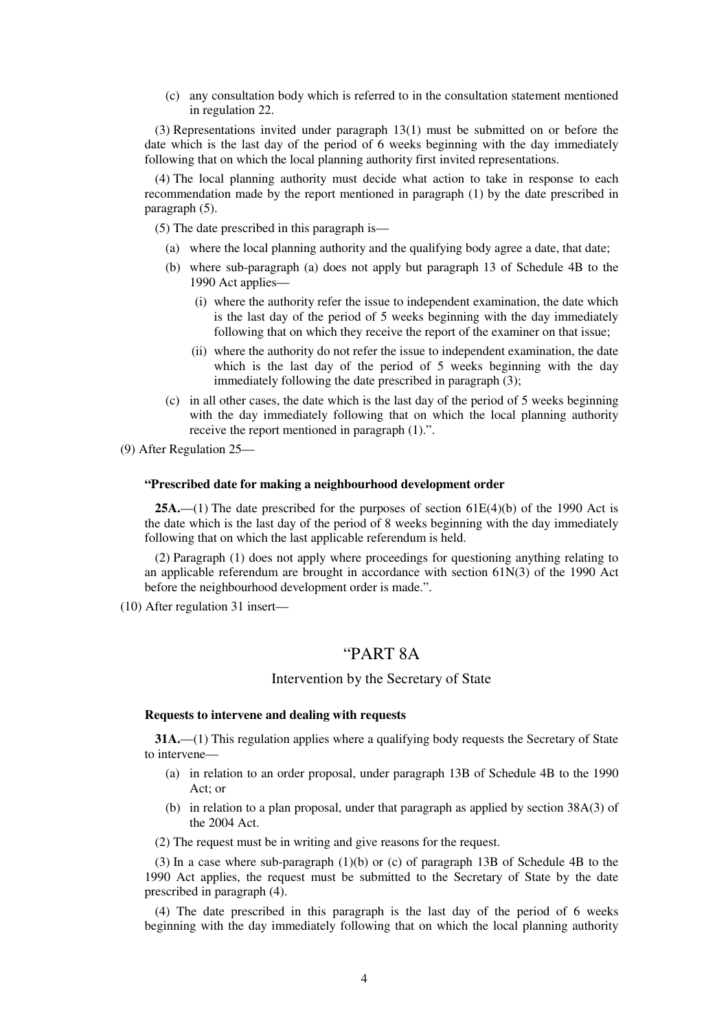(c) any consultation body which is referred to in the consultation statement mentioned in regulation 22.

(3) Representations invited under paragraph 13(1) must be submitted on or before the date which is the last day of the period of 6 weeks beginning with the day immediately following that on which the local planning authority first invited representations.

(4) The local planning authority must decide what action to take in response to each recommendation made by the report mentioned in paragraph (1) by the date prescribed in paragraph (5).

(5) The date prescribed in this paragraph is—

(a) where the local planning authority and the qualifying body agree a date, that date;

(b) where sub-paragraph (a) does not apply but paragraph 13 of Schedule 4B to the 1990 Act applies—

(i) where the authority refer the issue to independent examination, the date which is the last day of the period of 5 weeks beginning with the day immediately following that on which they receive the report of the examiner on that issue;

(ii) where the authority do not refer the issue to independent examination, the date which is the last day of the period of 5 weeks beginning with the day immediately following the date prescribed in paragraph (3);

(c) in all other cases, the date which is the last day of the period of 5 weeks beginning with the day immediately following that on which the local planning authority receive the report mentioned in paragraph (1).".

(9) After Regulation 25—

**"Prescribed date for making a neighbourhood development order**

**25A.**—(1) The date prescribed for the purposes of section 61E(4)(b) of the 1990 Act is the date which is the last day of the period of 8 weeks beginning with the day immediately following that on which the last applicable referendum is held.

(2) Paragraph (1) does not apply where proceedings for questioning anything relating to an applicable referendum are brought in accordance with section 61N(3) of the 1990 Act before the neighbourhood development order is made.".

(10) After regulation 31 insert—

## "PART 8A

### Intervention by the Secretary of State

**Requests to intervene and dealing with requests**

**31A.**—(1) This regulation applies where a qualifying body requests the Secretary of State to intervene—

(a) in relation to an order proposal, under paragraph 13B of Schedule 4B to the 1990 Act; or

(b) in relation to a plan proposal, under that paragraph as applied by section 38A(3) of the 2004 Act.

(2) The request must be in writing and give reasons for the request.

(3) In a case where sub-paragraph (1)(b) or (c) of paragraph 13B of Schedule 4B to the 1990 Act applies, the request must be submitted to the Secretary of State by the date prescribed in paragraph (4).

(4) The date prescribed in this paragraph is the last day of the period of 6 weeks beginning with the day immediately following that on which the local planning authority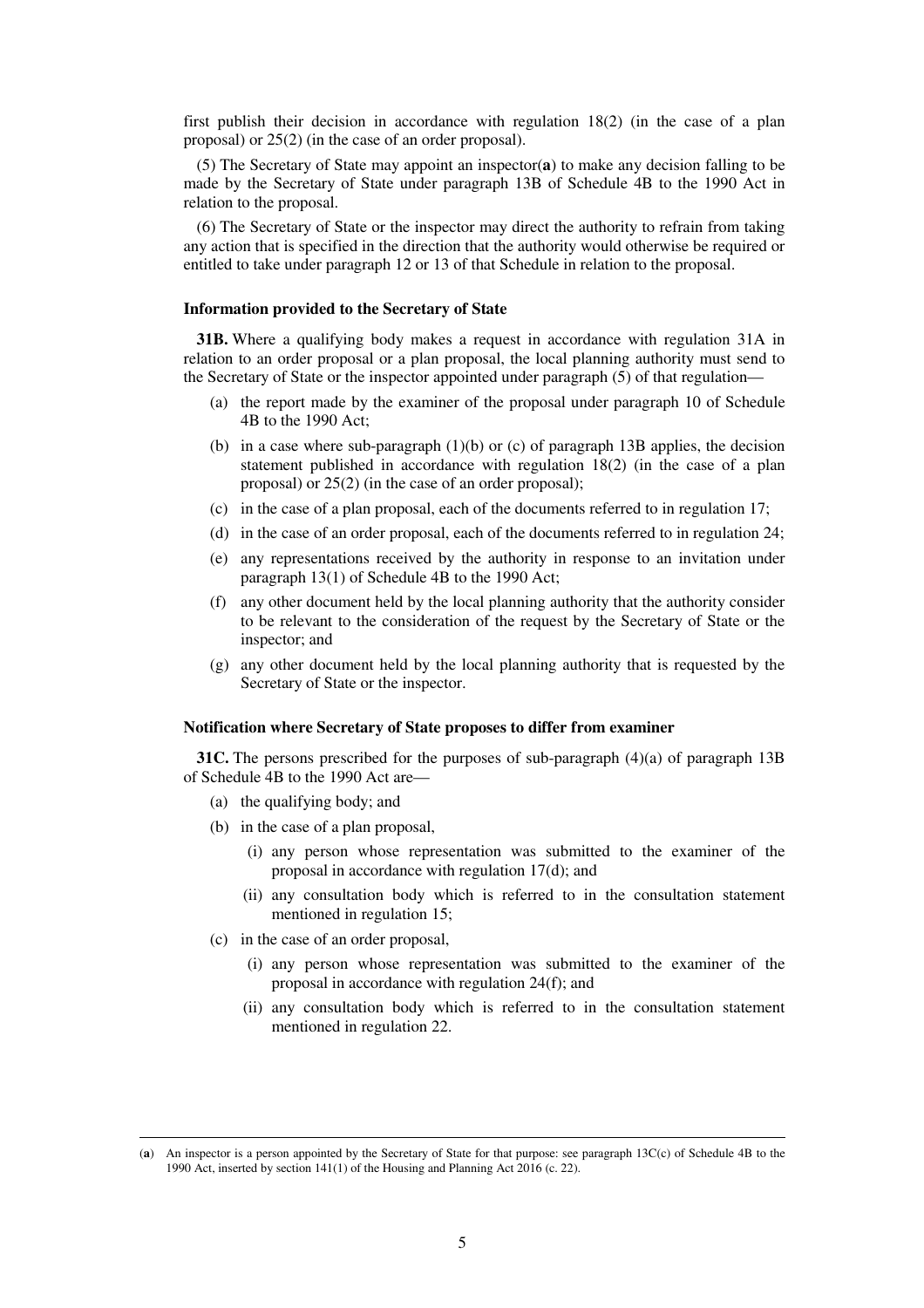first publish their decision in accordance with regulation 18(2) (in the case of a plan proposal) or 25(2) (in the case of an order proposal).

(5) The Secretary of State may appoint an inspector(**a**) to make any decision falling to be made by the Secretary of State under paragraph 13B of Schedule 4B to the 1990 Act in relation to the proposal.

(6) The Secretary of State or the inspector may direct the authority to refrain from taking any action that is specified in the direction that the authority would otherwise be required or entitled to take under paragraph 12 or 13 of that Schedule in relation to the proposal.

**Information provided to the Secretary of State**

**31B.** Where a qualifying body makes a request in accordance with regulation 31A in relation to an order proposal or a plan proposal, the local planning authority must send to the Secretary of State or the inspector appointed under paragraph (5) of that regulation—

(a) the report made by the examiner of the proposal under paragraph 10 of Schedule 4B to the 1990 Act;

(b) in a case where sub-paragraph (1)(b) or (c) of paragraph 13B applies, the decision statement published in accordance with regulation 18(2) (in the case of a plan proposal) or 25(2) (in the case of an order proposal);

(c) in the case of a plan proposal, each of the documents referred to in regulation 17;

(d) in the case of an order proposal, each of the documents referred to in regulation 24;

(e) any representations received by the authority in response to an invitation under paragraph 13(1) of Schedule 4B to the 1990 Act;

(f) any other document held by the local planning authority that the authority consider to be relevant to the consideration of the request by the Secretary of State or the inspector; and

(g) any other document held by the local planning authority that is requested by the Secretary of State or the inspector.

**Notification where Secretary of State proposes to differ from examiner**

**31C.** The persons prescribed for the purposes of sub-paragraph (4)(a) of paragraph 13B of Schedule 4B to the 1990 Act are—

(a) the qualifying body; and

(b) in the case of a plan proposal,

(i) any person whose representation was submitted to the examiner of the proposal in accordance with regulation 17(d); and

(ii) any consultation body which is referred to in the consultation statement mentioned in regulation 15;

(c) in the case of an order proposal,

(i) any person whose representation was submitted to the examiner of the proposal in accordance with regulation 24(f); and

(ii) any consultation body which is referred to in the consultation statement mentioned in regulation 22.

---

(**a**) An inspector is a person appointed by the Secretary of State for that purpose: see paragraph 13C(c) of Schedule 4B to the 1990 Act, inserted by section 141(1) of the Housing and Planning Act 2016 (c. 22).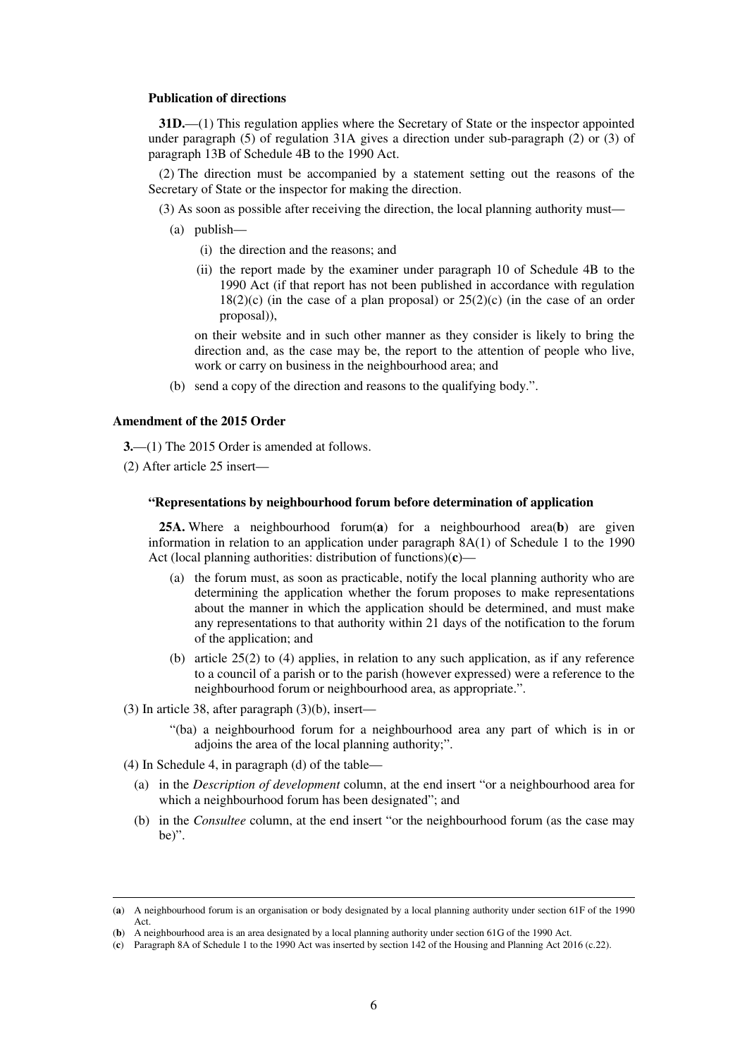#### Publication of directions

**31D.**—(1) This regulation applies where the Secretary of State or the inspector appointed under paragraph (5) of regulation 31A gives a direction under sub-paragraph (2) or (3) of paragraph 13B of Schedule 4B to the 1990 Act.

(2) The direction must be accompanied by a statement setting out the reasons of the Secretary of State or the inspector for making the direction.

(3) As soon as possible after receiving the direction, the local planning authority must—

(a) publish—

(i) the direction and the reasons; and

(ii) the report made by the examiner under paragraph 10 of Schedule 4B to the 1990 Act (if that report has not been published in accordance with regulation 18(2)(c) (in the case of a plan proposal) or 25(2)(c) (in the case of an order proposal)),

on their website and in such other manner as they consider is likely to bring the direction and, as the case may be, the report to the attention of people who live, work or carry on business in the neighbourhood area; and

(b) send a copy of the direction and reasons to the qualifying body.".

### Amendment of the 2015 Order

**3.**—(1) The 2015 Order is amended at follows.

(2) After article 25 insert—

#### "Representations by neighbourhood forum before determination of application

**25A.** Where a neighbourhood forum(**a**) for a neighbourhood area(**b**) are given information in relation to an application under paragraph 8A(1) of Schedule 1 to the 1990 Act (local planning authorities: distribution of functions)(**c**)—

(a) the forum must, as soon as practicable, notify the local planning authority who are determining the application whether the forum proposes to make representations about the manner in which the application should be determined, and must make any representations to that authority within 21 days of the notification to the forum of the application; and

(b) article 25(2) to (4) applies, in relation to any such application, as if any reference to a council of a parish or to the parish (however expressed) were a reference to the neighbourhood forum or neighbourhood area, as appropriate.".

(3) In article 38, after paragraph (3)(b), insert—

"(ba) a neighbourhood forum for a neighbourhood area any part of which is in or adjoins the area of the local planning authority;".

(4) In Schedule 4, in paragraph (d) of the table—

(a) in the *Description of development* column, at the end insert "or a neighbourhood area for which a neighbourhood forum has been designated"; and

(b) in the *Consultee* column, at the end insert "or the neighbourhood forum (as the case may be)".

---

(**a**) A neighbourhood forum is an organisation or body designated by a local planning authority under section 61F of the 1990 Act.

(**b**) A neighbourhood area is an area designated by a local planning authority under section 61G of the 1990 Act.

(**c**) Paragraph 8A of Schedule 1 to the 1990 Act was inserted by section 142 of the Housing and Planning Act 2016 (c.22).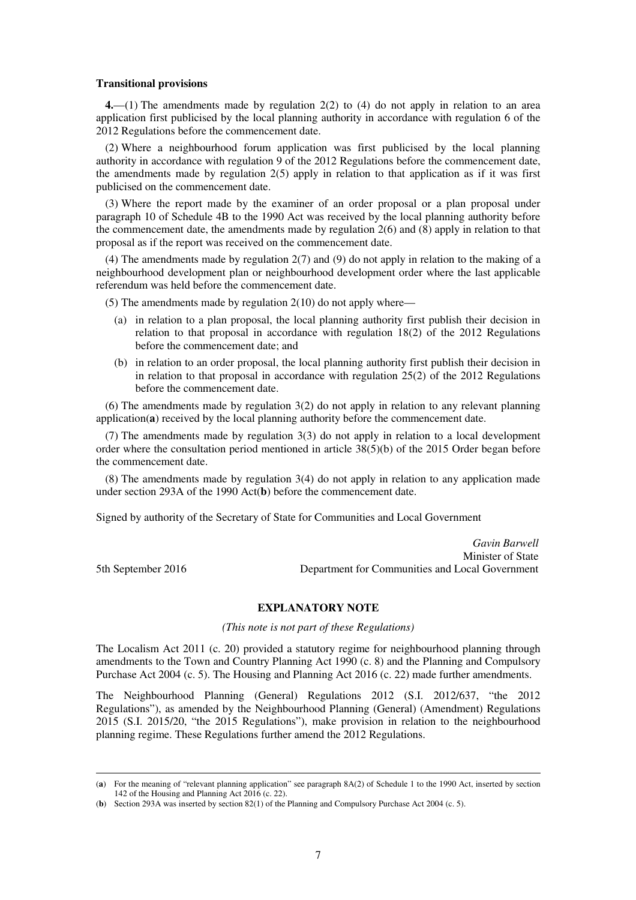### Transitional provisions

**4.**—(1) The amendments made by regulation 2(2) to (4) do not apply in relation to an area application first publicised by the local planning authority in accordance with regulation 6 of the 2012 Regulations before the commencement date.

(2) Where a neighbourhood forum application was first publicised by the local planning authority in accordance with regulation 9 of the 2012 Regulations before the commencement date, the amendments made by regulation 2(5) apply in relation to that application as if it was first publicised on the commencement date.

(3) Where the report made by the examiner of an order proposal or a plan proposal under paragraph 10 of Schedule 4B to the 1990 Act was received by the local planning authority before the commencement date, the amendments made by regulation 2(6) and (8) apply in relation to that proposal as if the report was received on the commencement date.

(4) The amendments made by regulation 2(7) and (9) do not apply in relation to the making of a neighbourhood development plan or neighbourhood development order where the last applicable referendum was held before the commencement date.

(5) The amendments made by regulation 2(10) do not apply where—

(a) in relation to a plan proposal, the local planning authority first publish their decision in relation to that proposal in accordance with regulation 18(2) of the 2012 Regulations before the commencement date; and

(b) in relation to an order proposal, the local planning authority first publish their decision in in relation to that proposal in accordance with regulation 25(2) of the 2012 Regulations before the commencement date.

(6) The amendments made by regulation 3(2) do not apply in relation to any relevant planning application(**a**) received by the local planning authority before the commencement date.

(7) The amendments made by regulation 3(3) do not apply in relation to a local development order where the consultation period mentioned in article 38(5)(b) of the 2015 Order began before the commencement date.

(8) The amendments made by regulation 3(4) do not apply in relation to any application made under section 293A of the 1990 Act(**b**) before the commencement date.

Signed by authority of the Secretary of State for Communities and Local Government

*Gavin Barwell*
Minister of State
Department for Communities and Local Government

5th September 2016

### EXPLANATORY NOTE

*(This note is not part of these Regulations)*

The Localism Act 2011 (c. 20) provided a statutory regime for neighbourhood planning through amendments to the Town and Country Planning Act 1990 (c. 8) and the Planning and Compulsory Purchase Act 2004 (c. 5). The Housing and Planning Act 2016 (c. 22) made further amendments.

The Neighbourhood Planning (General) Regulations 2012 (S.I. 2012/637, "the 2012 Regulations"), as amended by the Neighbourhood Planning (General) (Amendment) Regulations 2015 (S.I. 2015/20, "the 2015 Regulations"), make provision in relation to the neighbourhood planning regime. These Regulations further amend the 2012 Regulations.

---

(**a**) For the meaning of "relevant planning application" see paragraph 8A(2) of Schedule 1 to the 1990 Act, inserted by section 142 of the Housing and Planning Act 2016 (c. 22).

(**b**) Section 293A was inserted by section 82(1) of the Planning and Compulsory Purchase Act 2004 (c. 5).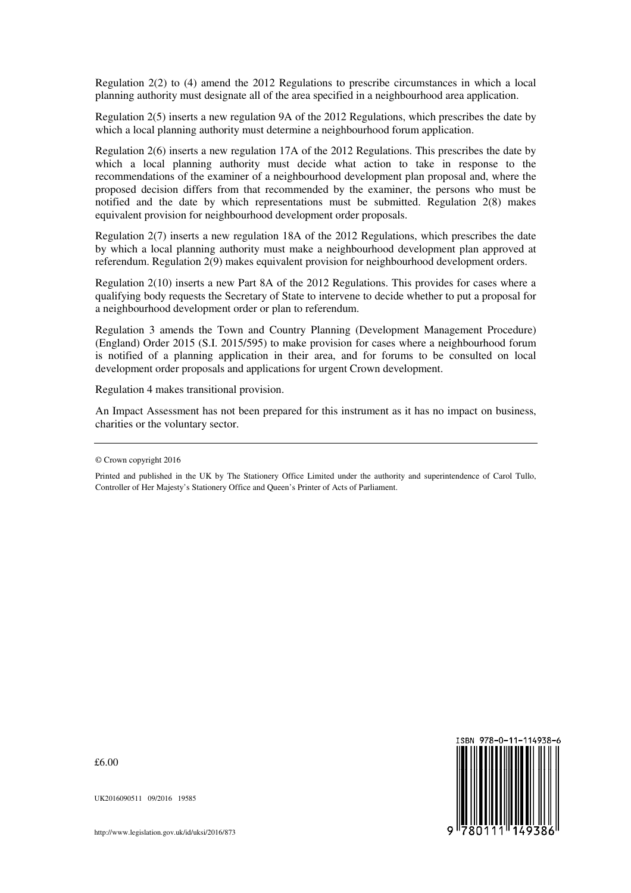Regulation 2(2) to (4) amend the 2012 Regulations to prescribe circumstances in which a local planning authority must designate all of the area specified in a neighbourhood area application.

Regulation 2(5) inserts a new regulation 9A of the 2012 Regulations, which prescribes the date by which a local planning authority must determine a neighbourhood forum application.

Regulation 2(6) inserts a new regulation 17A of the 2012 Regulations. This prescribes the date by which a local planning authority must decide what action to take in response to the recommendations of the examiner of a neighbourhood development plan proposal and, where the proposed decision differs from that recommended by the examiner, the persons who must be notified and the date by which representations must be submitted. Regulation 2(8) makes equivalent provision for neighbourhood development order proposals.

Regulation 2(7) inserts a new regulation 18A of the 2012 Regulations, which prescribes the date by which a local planning authority must make a neighbourhood development plan approved at referendum. Regulation 2(9) makes equivalent provision for neighbourhood development orders.

Regulation 2(10) inserts a new Part 8A of the 2012 Regulations. This provides for cases where a qualifying body requests the Secretary of State to intervene to decide whether to put a proposal for a neighbourhood development order or plan to referendum.

Regulation 3 amends the Town and Country Planning (Development Management Procedure) (England) Order 2015 (S.I. 2015/595) to make provision for cases where a neighbourhood forum is notified of a planning application in their area, and for forums to be consulted on local development order proposals and applications for urgent Crown development.

Regulation 4 makes transitional provision.

An Impact Assessment has not been prepared for this instrument as it has no impact on business, charities or the voluntary sector.

---

© Crown copyright 2016

Printed and published in the UK by The Stationery Office Limited under the authority and superintendence of Carol Tullo, Controller of Her Majesty's Stationery Office and Queen's Printer of Acts of Parliament.

£6.00

UK2016090511 09/2016 19585

http://www.legislation.gov.uk/id/uksi/2016/873

ISBN 978-0-11-114938-6